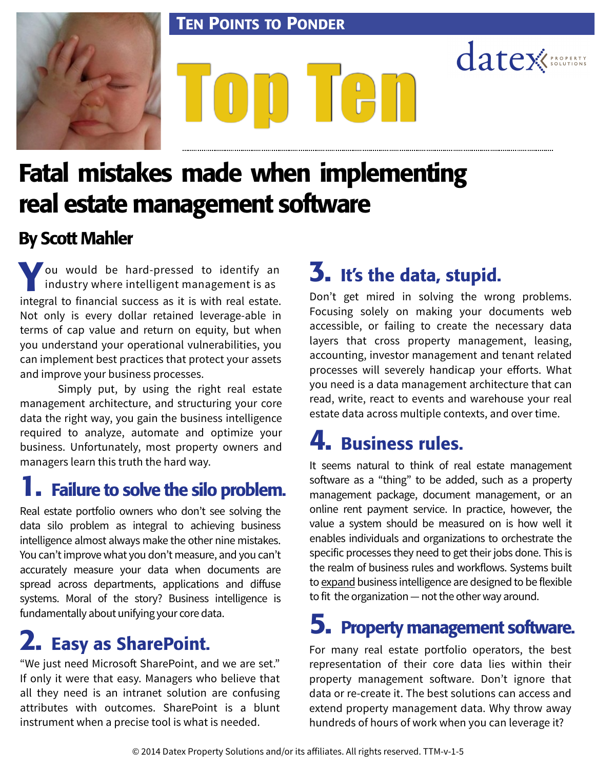TEN POINTS TO PONDER

# Top Ten

datex PROPERTY SOLUTIONS

# Fatal mistakes made when implementing real estate management software

## By Scott Mahler

You would be hard-pressed to identify an industry where intelligent management is as integral to financial success as it is with real estate. Not only is every dollar retained leverage-able in terms of cap value and return on equity, but when you understand your operational vulnerabilities, you can implement best practices that protect your assets and improve your business processes.

Simply put, by using the right real estate management architecture, and structuring your core data the right way, you gain the business intelligence required to analyze, automate and optimize your business. Unfortunately, most property owners and managers learn this truth the hard way.

## 1. Failure to solve the silo problem.

Real estate portfolio owners who don't see solving the data silo problem as integral to achieving business intelligence almost always make the other nine mistakes. You can't improve what you don't measure, and you can't accurately measure your data when documents are spread across departments, applications and diffuse systems. Moral of the story? Business intelligence is fundamentally about unifying your core data.

## 2. Easy as SharePoint.

"We just need Microsoft SharePoint, and we are set." If only it were that easy. Managers who believe that all they need is an intranet solution are confusing attributes with outcomes. SharePoint is a blunt instrument when a precise tool is what is needed.

## 3. It's the data, stupid.

Don't get mired in solving the wrong problems. Focusing solely on making your documents web accessible, or failing to create the necessary data layers that cross property management, leasing, accounting, investor management and tenant related processes will severely handicap your efforts. What you need is a data management architecture that can read, write, react to events and warehouse your real estate data across multiple contexts, and over time.

## 4. Business rules.

It seems natural to think of real estate management software as a "thing" to be added, such as a property management package, document management, or an online rent payment service. In practice, however, the value a system should be measured on is how well it enables individuals and organizations to orchestrate the specific processes they need to get their jobs done. This is the realm of business rules and workflows. Systems built to expand business intelligence are designed to be flexible to fit the organization — not the other way around.

## 5. Property management software.

For many real estate portfolio operators, the best representation of their core data lies within their property management software. Don't ignore that data or re-create it. The best solutions can access and extend property management data. Why throw away hundreds of hours of work when you can leverage it?

© 2014 Datex Property Solutions and/or its affiliates. All rights reserved. TTM-v-1-5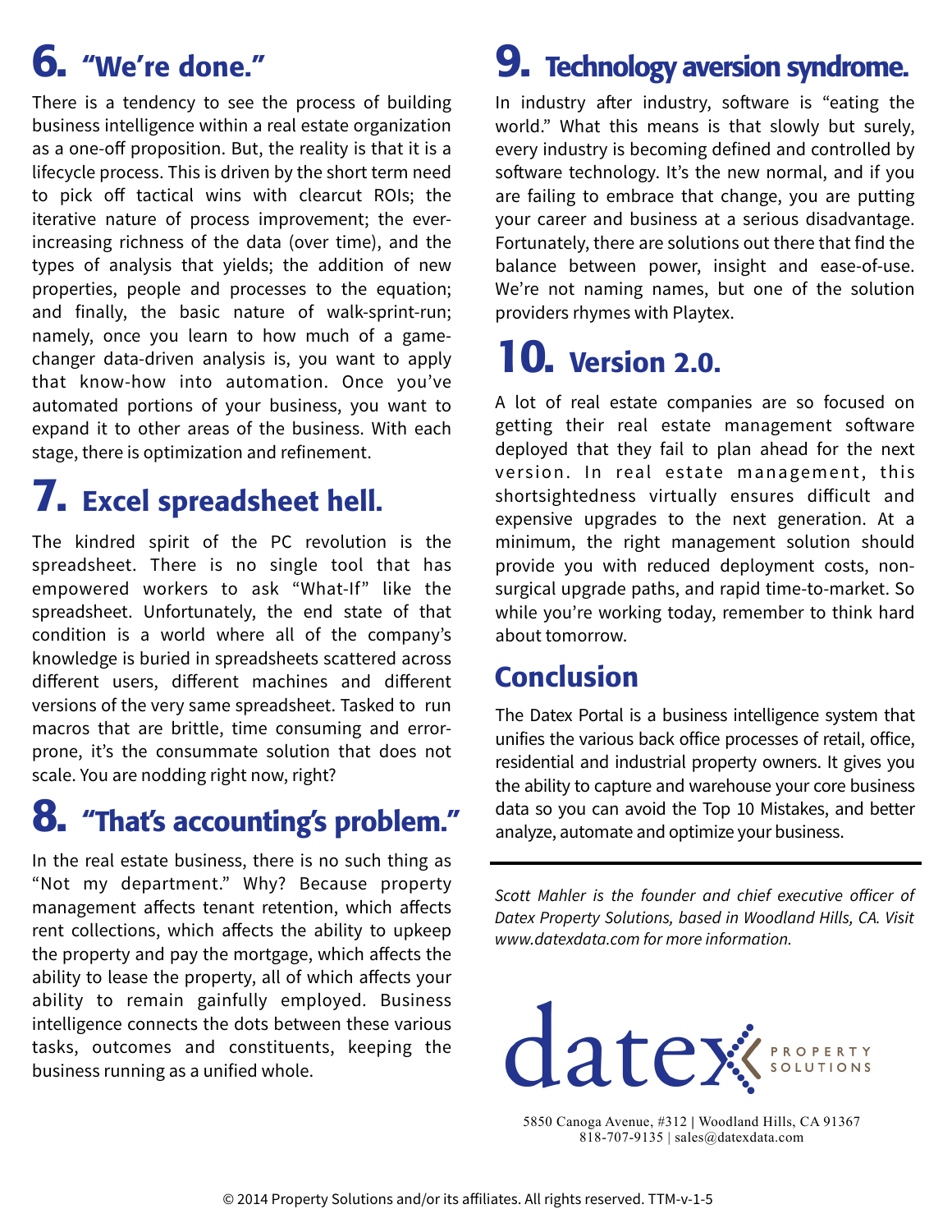## 6. "We're done."

There is a tendency to see the process of building business intelligence within a real estate organization as a one-off proposition. But, the reality is that it is a lifecycle process. This is driven by the short term need to pick off tactical wins with clearcut ROIs; the iterative nature of process improvement; the ever-increasing richness of the data (over time), and the types of analysis that yields; the addition of new properties, people and processes to the equation; and finally, the basic nature of walk-sprint-run; namely, once you learn to how much of a game-changer data-driven analysis is, you want to apply that know-how into automation. Once you've automated portions of your business, you want to expand it to other areas of the business. With each stage, there is optimization and refinement.

## 7. Excel spreadsheet hell.

The kindred spirit of the PC revolution is the spreadsheet. There is no single tool that has empowered workers to ask "What-If" like the spreadsheet. Unfortunately, the end state of that condition is a world where all of the company's knowledge is buried in spreadsheets scattered across different users, different machines and different versions of the very same spreadsheet. Tasked to run macros that are brittle, time consuming and error-prone, it's the consummate solution that does not scale. You are nodding right now, right?

## 8. "That's accounting's problem."

In the real estate business, there is no such thing as "Not my department." Why? Because property management affects tenant retention, which affects rent collections, which affects the ability to upkeep the property and pay the mortgage, which affects the ability to lease the property, all of which affects your ability to remain gainfully employed. Business intelligence connects the dots between these various tasks, outcomes and constituents, keeping the business running as a unified whole.

## 9. Technology aversion syndrome.

In industry after industry, software is "eating the world." What this means is that slowly but surely, every industry is becoming defined and controlled by software technology. It's the new normal, and if you are failing to embrace that change, you are putting your career and business at a serious disadvantage. Fortunately, there are solutions out there that find the balance between power, insight and ease-of-use. We're not naming names, but one of the solution providers rhymes with Playtex.

## 10. Version 2.0.

A lot of real estate companies are so focused on getting their real estate management software deployed that they fail to plan ahead for the next version. In real estate management, this shortsightedness virtually ensures difficult and expensive upgrades to the next generation. At a minimum, the right management solution should provide you with reduced deployment costs, non-surgical upgrade paths, and rapid time-to-market. So while you're working today, remember to think hard about tomorrow.

## Conclusion

The Datex Portal is a business intelligence system that unifies the various back office processes of retail, office, residential and industrial property owners. It gives you the ability to capture and warehouse your core business data so you can avoid the Top 10 Mistakes, and better analyze, automate and optimize your business.

---

*Scott Mahler is the founder and chief executive officer of Datex Property Solutions, based in Woodland Hills, CA. Visit www.datexdata.com for more information.*

datex PROPERTY SOLUTIONS

5850 Canoga Avenue, #312 | Woodland Hills, CA 91367
818-707-9135 | sales@datexdata.com

© 2014 Property Solutions and/or its affiliates. All rights reserved. TTM-v-1-5